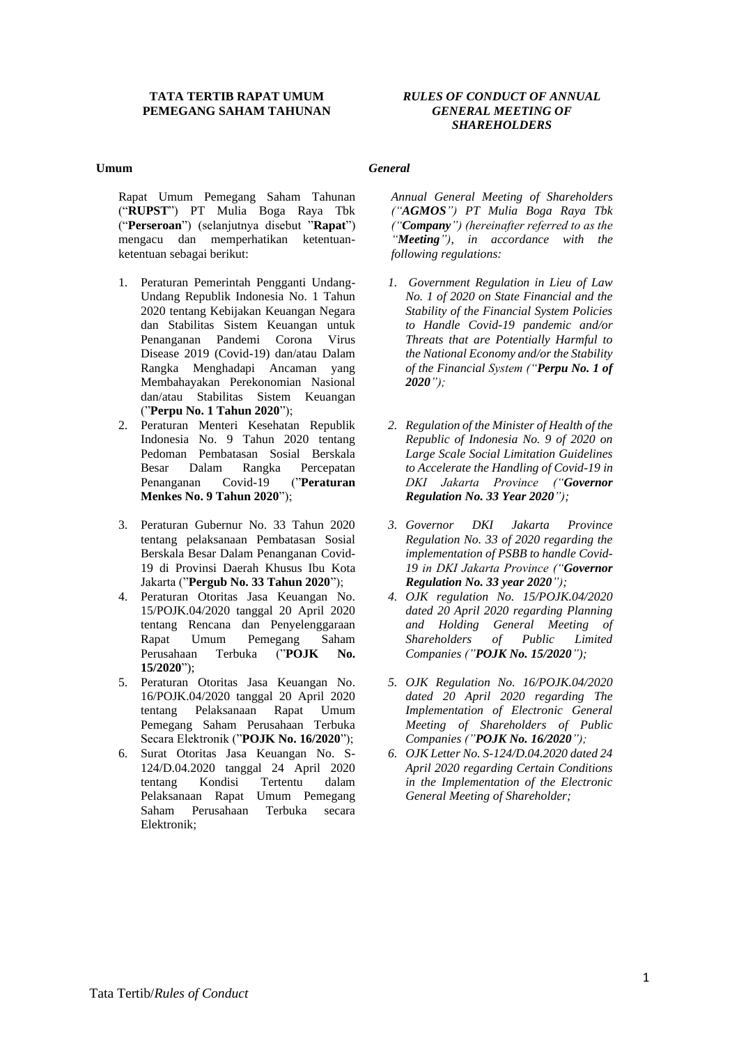# TATA TERTIB RAPAT UMUM PEMEGANG SAHAM TAHUNAN

# *RULES OF CONDUCT OF ANNUAL GENERAL MEETING OF SHAREHOLDERS*

## Umum

Rapat Umum Pemegang Saham Tahunan ("**RUPST**") PT Mulia Boga Raya Tbk ("**Perseroan**") (selanjutnya disebut "**Rapat**") mengacu dan memperhatikan ketentuan-ketentuan sebagai berikut:

1. Peraturan Pemerintah Pengganti Undang-Undang Republik Indonesia No. 1 Tahun 2020 tentang Kebijakan Keuangan Negara dan Stabilitas Sistem Keuangan untuk Penanganan Pandemi Corona Virus Disease 2019 (Covid-19) dan/atau Dalam Rangka Menghadapi Ancaman yang Membahayakan Perekonomian Nasional dan/atau Stabilitas Sistem Keuangan ("**Perpu No. 1 Tahun 2020**");
2. Peraturan Menteri Kesehatan Republik Indonesia No. 9 Tahun 2020 tentang Pedoman Pembatasan Sosial Berskala Besar Dalam Rangka Percepatan Penanganan Covid-19 ("**Peraturan Menkes No. 9 Tahun 2020**");
3. Peraturan Gubernur No. 33 Tahun 2020 tentang pelaksanaan Pembatasan Sosial Berskala Besar Dalam Penanganan Covid-19 di Provinsi Daerah Khusus Ibu Kota Jakarta ("**Pergub No. 33 Tahun 2020**");
4. Peraturan Otoritas Jasa Keuangan No. 15/POJK.04/2020 tanggal 20 April 2020 tentang Rencana dan Penyelenggaraan Rapat Umum Pemegang Saham Perusahaan Terbuka ("**POJK No. 15/2020**");
5. Peraturan Otoritas Jasa Keuangan No. 16/POJK.04/2020 tanggal 20 April 2020 tentang Pelaksanaan Rapat Umum Pemegang Saham Perusahaan Terbuka Secara Elektronik ("**POJK No. 16/2020**");
6. Surat Otoritas Jasa Keuangan No. S-124/D.04.2020 tanggal 24 April 2020 tentang Kondisi Tertentu dalam Pelaksanaan Rapat Umum Pemegang Saham Perusahaan Terbuka secara Elektronik;

## *General*

*Annual General Meeting of Shareholders ("**AGMOS**") PT Mulia Boga Raya Tbk ("**Company**") (hereinafter referred to as the "**Meeting**"), in accordance with the following regulations:*

1. *Government Regulation in Lieu of Law No. 1 of 2020 on State Financial and the Stability of the Financial System Policies to Handle Covid-19 pandemic and/or Threats that are Potentially Harmful to the National Economy and/or the Stability of the Financial System ("**Perpu No. 1 of 2020**");*
2. *Regulation of the Minister of Health of the Republic of Indonesia No. 9 of 2020 on Large Scale Social Limitation Guidelines to Accelerate the Handling of Covid-19 in DKI Jakarta Province ("**Governor Regulation No. 33 Year 2020**");*
3. *Governor DKI Jakarta Province Regulation No. 33 of 2020 regarding the implementation of PSBB to handle Covid-19 in DKI Jakarta Province ("**Governor Regulation No. 33 year 2020**");*
4. *OJK regulation No. 15/POJK.04/2020 dated 20 April 2020 regarding Planning and Holding General Meeting of Shareholders of Public Limited Companies ("**POJK No. 15/2020**");*
5. *OJK Regulation No. 16/POJK.04/2020 dated 20 April 2020 regarding The Implementation of Electronic General Meeting of Shareholders of Public Companies ("**POJK No. 16/2020**");*
6. *OJK Letter No. S-124/D.04.2020 dated 24 April 2020 regarding Certain Conditions in the Implementation of the Electronic General Meeting of Shareholder;*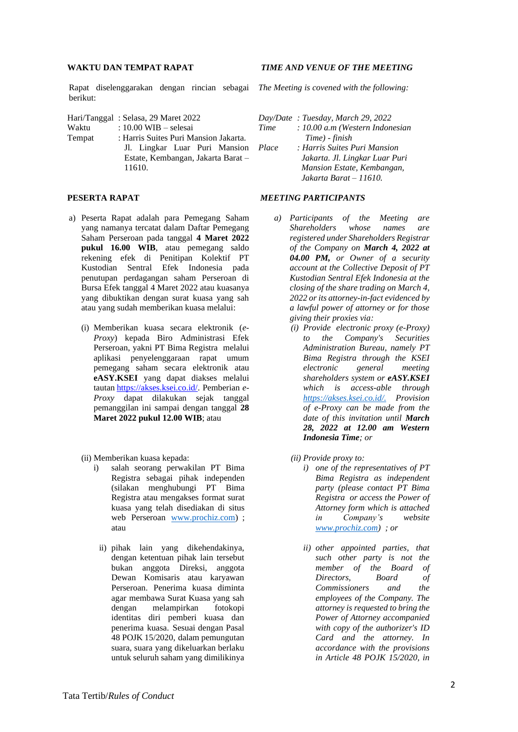## WAKTU DAN TEMPAT RAPAT

Rapat diselenggarakan dengan rincian sebagai berikut:

Hari/Tanggal : Selasa, 29 Maret 2022
Waktu : 10.00 WIB – selesai
Tempat : Harris Suites Puri Mansion Jakarta. Jl. Lingkar Luar Puri Mansion Estate, Kembangan, Jakarta Barat – 11610.

## *TIME AND VENUE OF THE MEETING*

*The Meeting is covened with the following:*

*Day/Date : Tuesday, March 29, 2022*
*Time : 10.00 a.m (Western Indonesian Time) - finish*
*Place : Harris Suites Puri Mansion Jakarta. Jl. Lingkar Luar Puri Mansion Estate, Kembangan, Jakarta Barat – 11610.*

## PESERTA RAPAT

a) Peserta Rapat adalah para Pemegang Saham yang namanya tercatat dalam Daftar Pemegang Saham Perseroan pada tanggal **4 Maret 2022 pukul 16.00 WIB**, atau pemegang saldo rekening efek di Penitipan Kolektif PT Kustodian Sentral Efek Indonesia pada penutupan perdagangan saham Perseroan di Bursa Efek tanggal 4 Maret 2022 atau kuasanya yang dibuktikan dengan surat kuasa yang sah atau yang sudah memberikan kuasa melalui:

   (i) Memberikan kuasa secara elektronik (*e-Proxy*) kepada Biro Administrasi Efek Perseroan, yakni PT Bima Registra melalui aplikasi penyelenggaraan rapat umum pemegang saham secara elektronik atau **eASY.KSEI** yang dapat diakses melalui tautan https://akses.ksei.co.id/. Pemberian *e-Proxy* dapat dilakukan sejak tanggal pemanggilan ini sampai dengan tanggal **28 Maret 2022 pukul 12.00 WIB**; atau

   (ii) Memberikan kuasa kepada:
      i) salah seorang perwakilan PT Bima Registra sebagai pihak independen (silakan menghubungi PT Bima Registra atau mengakses format surat kuasa yang telah disediakan di situs web Perseroan www.prochiz.com) ; atau

      ii) pihak lain yang dikehendakinya, dengan ketentuan pihak lain tersebut bukan anggota Direksi, anggota Dewan Komisaris atau karyawan Perseroan. Penerima kuasa diminta agar membawa Surat Kuasa yang sah dengan melampirkan fotokopi identitas diri pemberi kuasa dan penerima kuasa. Sesuai dengan Pasal 48 POJK 15/2020, dalam pemungutan suara, suara yang dikeluarkan berlaku untuk seluruh saham yang dimilikinya

## *MEETING PARTICIPANTS*

*a) Participants of the Meeting are Shareholders whose names are registered under Shareholders Registrar of the Company on **March 4, 2022 at 04.00 PM,** or Owner of a security account at the Collective Deposit of PT Kustodian Sentral Efek Indonesia at the closing of the share trading on March 4, 2022 or its attorney-in-fact evidenced by a lawful power of attorney or for those giving their proxies via:*

   *(i) Provide electronic proxy (e-Proxy) to the Company's Securities Administration Bureau, namely PT Bima Registra through the KSEI electronic general meeting shareholders system or **eASY.KSEI** which is access-able through https://akses.ksei.co.id/. Provision of e-Proxy can be made from the date of this invitation until **March 28, 2022 at 12.00 am Western Indonesia Time**; or*

   *(ii) Provide proxy to:*
      *i) one of the representatives of PT Bima Registra as independent party (please contact PT Bima Registra or access the Power of Attorney form which is attached in Company's website www.prochiz.com) ; or*

      *ii) other appointed parties, that such other party is not the member of the Board of Directors, Board of Commissioners and the employees of the Company. The attorney is requested to bring the Power of Attorney accompanied with copy of the authorizer's ID Card and the attorney. In accordance with the provisions in Article 48 POJK 15/2020, in*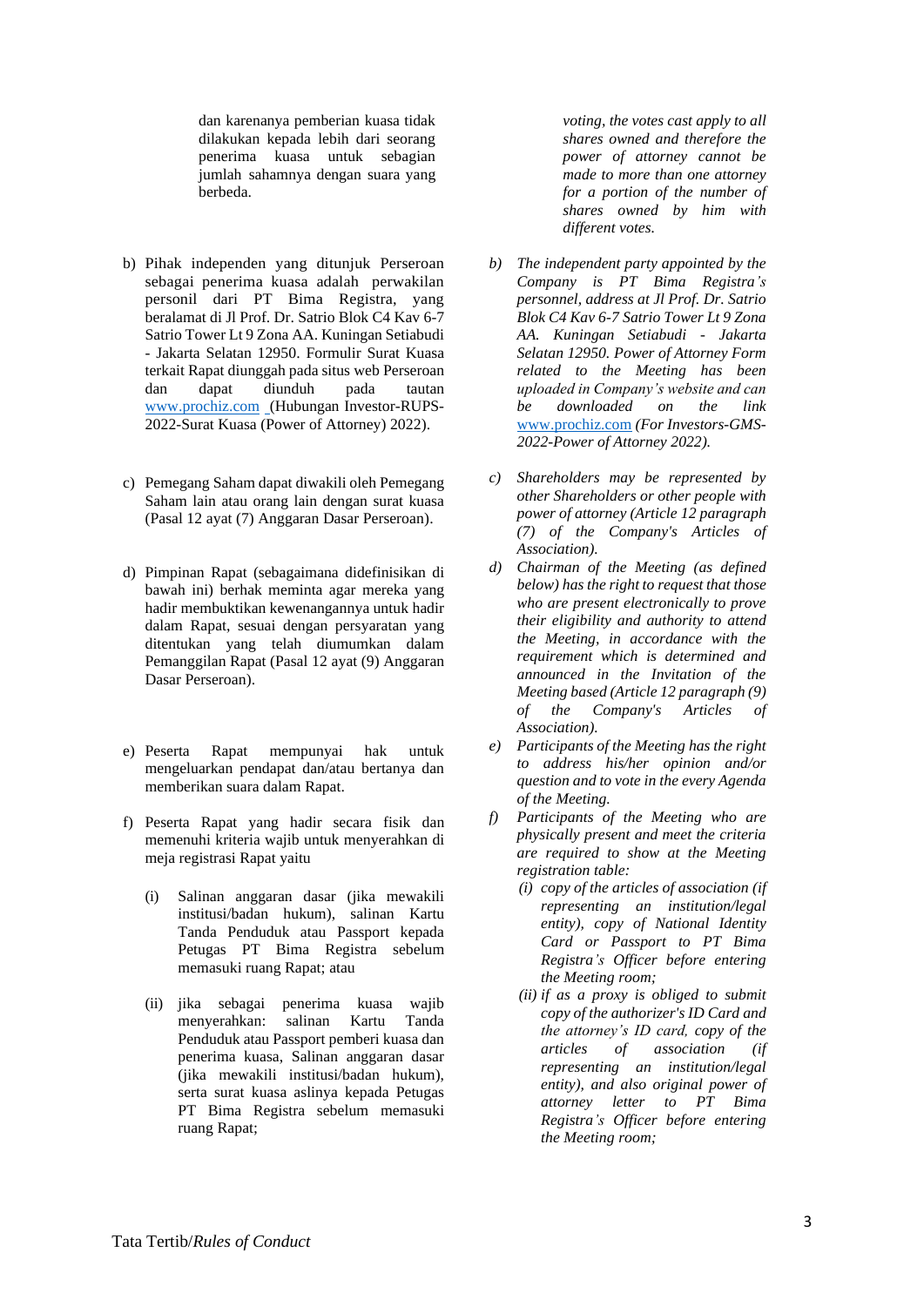dan karenanya pemberian kuasa tidak dilakukan kepada lebih dari seorang penerima kuasa untuk sebagian jumlah sahamnya dengan suara yang berbeda.

*voting, the votes cast apply to all shares owned and therefore the power of attorney cannot be made to more than one attorney for a portion of the number of shares owned by him with different votes.*

b) Pihak independen yang ditunjuk Perseroan sebagai penerima kuasa adalah perwakilan personil dari PT Bima Registra, yang beralamat di Jl Prof. Dr. Satrio Blok C4 Kav 6-7 Satrio Tower Lt 9 Zona AA. Kuningan Setiabudi - Jakarta Selatan 12950. Formulir Surat Kuasa terkait Rapat diunggah pada situs web Perseroan dan dapat diunduh pada tautan www.prochiz.com (Hubungan Investor-RUPS-2022-Surat Kuasa (Power of Attorney) 2022).

*b) The independent party appointed by the Company is PT Bima Registra's personnel, address at Jl Prof. Dr. Satrio Blok C4 Kav 6-7 Satrio Tower Lt 9 Zona AA. Kuningan Setiabudi - Jakarta Selatan 12950. Power of Attorney Form related to the Meeting has been uploaded in Company's website and can be downloaded on the link www.prochiz.com (For Investors-GMS-2022-Power of Attorney 2022).*

c) Pemegang Saham dapat diwakili oleh Pemegang Saham lain atau orang lain dengan surat kuasa (Pasal 12 ayat (7) Anggaran Dasar Perseroan).

*c) Shareholders may be represented by other Shareholders or other people with power of attorney (Article 12 paragraph (7) of the Company's Articles of Association).*

d) Pimpinan Rapat (sebagaimana didefinisikan di bawah ini) berhak meminta agar mereka yang hadir membuktikan kewenangannya untuk hadir dalam Rapat, sesuai dengan persyaratan yang ditentukan yang telah diumumkan dalam Pemanggilan Rapat (Pasal 12 ayat (9) Anggaran Dasar Perseroan).

*d) Chairman of the Meeting (as defined below) has the right to request that those who are present electronically to prove their eligibility and authority to attend the Meeting, in accordance with the requirement which is determined and announced in the Invitation of the Meeting based (Article 12 paragraph (9) of the Company's Articles of Association).*

e) Peserta Rapat mempunyai hak untuk mengeluarkan pendapat dan/atau bertanya dan memberikan suara dalam Rapat.

*e) Participants of the Meeting has the right to address his/her opinion and/or question and to vote in the every Agenda of the Meeting.*

f) Peserta Rapat yang hadir secara fisik dan memenuhi kriteria wajib untuk menyerahkan di meja registrasi Rapat yaitu

(i) Salinan anggaran dasar (jika mewakili institusi/badan hukum), salinan Kartu Tanda Penduduk atau Passport kepada Petugas PT Bima Registra sebelum memasuki ruang Rapat; atau

(ii) jika sebagai penerima kuasa wajib menyerahkan: salinan Kartu Tanda Penduduk atau Passport pemberi kuasa dan penerima kuasa, Salinan anggaran dasar (jika mewakili institusi/badan hukum), serta surat kuasa aslinya kepada Petugas PT Bima Registra sebelum memasuki ruang Rapat;

*f) Participants of the Meeting who are physically present and meet the criteria are required to show at the Meeting registration table:*

*(i) copy of the articles of association (if representing an institution/legal entity), copy of National Identity Card or Passport to PT Bima Registra's Officer before entering the Meeting room;*

*(ii) if as a proxy is obliged to submit copy of the authorizer's ID Card and the attorney's ID card, copy of the articles of association (if representing an institution/legal entity), and also original power of attorney letter to PT Bima Registra's Officer before entering the Meeting room;*

Tata Tertib/*Rules of Conduct*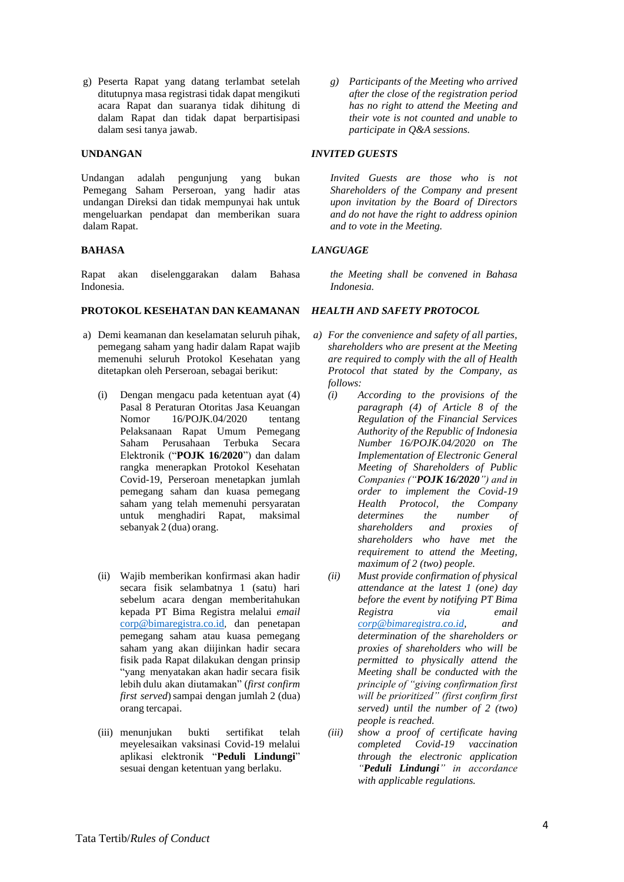g) Peserta Rapat yang datang terlambat setelah ditutupnya masa registrasi tidak dapat mengikuti acara Rapat dan suaranya tidak dihitung di dalam Rapat dan tidak dapat berpartisipasi dalam sesi tanya jawab.

*g) Participants of the Meeting who arrived after the close of the registration period has no right to attend the Meeting and their vote is not counted and unable to participate in Q&A sessions.*

**UNDANGAN**

***INVITED GUESTS***

Undangan adalah pengunjung yang bukan Pemegang Saham Perseroan, yang hadir atas undangan Direksi dan tidak mempunyai hak untuk mengeluarkan pendapat dan memberikan suara dalam Rapat.

*Invited Guests are those who is not Shareholders of the Company and present upon invitation by the Board of Directors and do not have the right to address opinion and to vote in the Meeting.*

**BAHASA**

***LANGUAGE***

Rapat akan diselenggarakan dalam Bahasa Indonesia.

*the Meeting shall be convened in Bahasa Indonesia.*

**PROTOKOL KESEHATAN DAN KEAMANAN**

***HEALTH AND SAFETY PROTOCOL***

a) Demi keamanan dan keselamatan seluruh pihak, pemegang saham yang hadir dalam Rapat wajib memenuhi seluruh Protokol Kesehatan yang ditetapkan oleh Perseroan, sebagai berikut:

   (i) Dengan mengacu pada ketentuan ayat (4) Pasal 8 Peraturan Otoritas Jasa Keuangan Nomor 16/POJK.04/2020 tentang Pelaksanaan Rapat Umum Pemegang Saham Perusahaan Terbuka Secara Elektronik ("**POJK 16/2020**") dan dalam rangka menerapkan Protokol Kesehatan Covid-19, Perseroan menetapkan jumlah pemegang saham dan kuasa pemegang saham yang telah memenuhi persyaratan untuk menghadiri Rapat, maksimal sebanyak 2 (dua) orang.

   (ii) Wajib memberikan konfirmasi akan hadir secara fisik selambatnya 1 (satu) hari sebelum acara dengan memberitahukan kepada PT Bima Registra melalui *email* corp@bimaregistra.co.id, dan penetapan pemegang saham atau kuasa pemegang saham yang akan diijinkan hadir secara fisik pada Rapat dilakukan dengan prinsip "yang menyatakan akan hadir secara fisik lebih dulu akan diutamakan" (*first confirm first served*) sampai dengan jumlah 2 (dua) orang tercapai.

   (iii) menunjukan bukti sertifikat telah meyelesaikan vaksinasi Covid-19 melalui aplikasi elektronik "**Peduli Lindungi**" sesuai dengan ketentuan yang berlaku.

*a) For the convenience and safety of all parties, shareholders who are present at the Meeting are required to comply with the all of Health Protocol that stated by the Company, as follows:*

   *(i) According to the provisions of the paragraph (4) of Article 8 of the Regulation of the Financial Services Authority of the Republic of Indonesia Number 16/POJK.04/2020 on The Implementation of Electronic General Meeting of Shareholders of Public Companies ("**POJK 16/2020**") and in order to implement the Covid-19 Health Protocol, the Company determines the number of shareholders and proxies of shareholders who have met the requirement to attend the Meeting, maximum of 2 (two) people.*

   *(ii) Must provide confirmation of physical attendance at the latest 1 (one) day before the event by notifying PT Bima Registra via email corp@bimaregistra.co.id, and determination of the shareholders or proxies of shareholders who will be permitted to physically attend the Meeting shall be conducted with the principle of "giving confirmation first will be prioritized" (first confirm first served) until the number of 2 (two) people is reached.*

   *(iii) show a proof of certificate having completed Covid-19 vaccination through the electronic application "**Peduli Lindungi**" in accordance with applicable regulations.*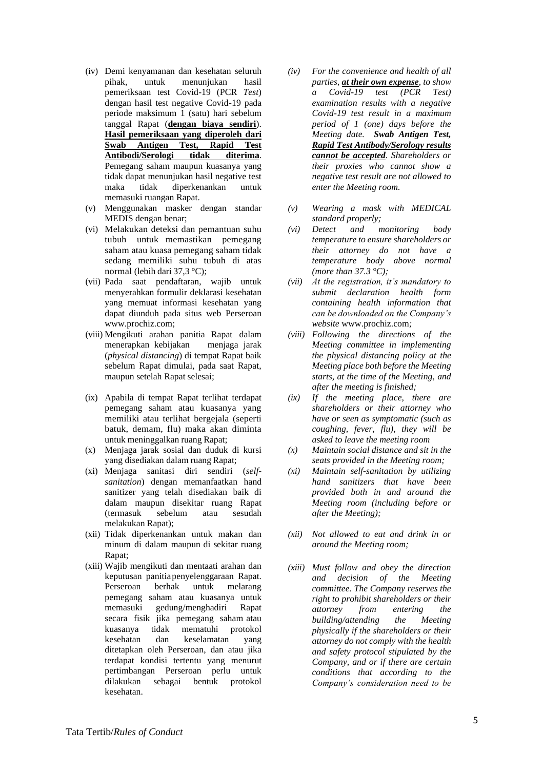(iv) Demi kenyamanan dan kesehatan seluruh pihak, untuk menunjukan hasil pemeriksaan test Covid-19 (PCR *Test*) dengan hasil test negative Covid-19 pada periode maksimum 1 (satu) hari sebelum tanggal Rapat (**dengan biaya sendiri**). **Hasil pemeriksaan yang diperoleh dari Swab Antigen Test, Rapid Test Antibodi/Serologi tidak diterima**. Pemegang saham maupun kuasanya yang tidak dapat menunjukan hasil negative test maka tidak diperkenankan untuk memasuki ruangan Rapat.

(v) Menggunakan masker dengan standar MEDIS dengan benar;

(vi) Melakukan deteksi dan pemantuan suhu tubuh untuk memastikan pemegang saham atau kuasa pemegang saham tidak sedang memiliki suhu tubuh di atas normal (lebih dari 37,3 °C);

(vii) Pada saat pendaftaran, wajib untuk menyerahkan formulir deklarasi kesehatan yang memuat informasi kesehatan yang dapat diunduh pada situs web Perseroan www.prochiz.com;

(viii) Mengikuti arahan panitia Rapat dalam menerapkan kebijakan menjaga jarak (*physical distancing*) di tempat Rapat baik sebelum Rapat dimulai, pada saat Rapat, maupun setelah Rapat selesai;

(ix) Apabila di tempat Rapat terlihat terdapat pemegang saham atau kuasanya yang memiliki atau terlihat bergejala (seperti batuk, demam, flu) maka akan diminta untuk meninggalkan ruang Rapat;

(x) Menjaga jarak sosial dan duduk di kursi yang disediakan dalam ruang Rapat;

(xi) Menjaga sanitasi diri sendiri (*self-sanitation*) dengan memanfaatkan hand sanitizer yang telah disediakan baik di dalam maupun disekitar ruang Rapat (termasuk sebelum atau sesudah melakukan Rapat);

(xii) Tidak diperkenankan untuk makan dan minum di dalam maupun di sekitar ruang Rapat;

(xiii) Wajib mengikuti dan mentaati arahan dan keputusan panitia penyelenggaraan Rapat. Perseroan berhak untuk melarang pemegang saham atau kuasanya untuk memasuki gedung/menghadiri Rapat secara fisik jika pemegang saham atau kuasanya tidak mematuhi protokol kesehatan dan keselamatan yang ditetapkan oleh Perseroan, dan atau jika terdapat kondisi tertentu yang menurut pertimbangan Perseroan perlu untuk dilakukan sebagai bentuk protokol kesehatan.

*(iv) For the convenience and health of all parties, **at their own expense**, to show a Covid-19 test (PCR Test) examination results with a negative Covid-19 test result in a maximum period of 1 (one) days before the Meeting date. **Swab Antigen Test, Rapid Test Antibody/Serology results cannot be accepted**. Shareholders or their proxies who cannot show a negative test result are not allowed to enter the Meeting room.*

*(v) Wearing a mask with MEDICAL standard properly;*

*(vi) Detect and monitoring body temperature to ensure shareholders or their attorney do not have a temperature body above normal (more than 37.3 °C);*

*(vii) At the registration, it's mandatory to submit declaration health form containing health information that can be downloaded on the Company's website* www.prochiz.com*;*

*(viii) Following the directions of the Meeting committee in implementing the physical distancing policy at the Meeting place both before the Meeting starts, at the time of the Meeting, and after the meeting is finished;*

*(ix) If the meeting place, there are shareholders or their attorney who have or seen as symptomatic (such as coughing, fever, flu), they will be asked to leave the meeting room*

*(x) Maintain social distance and sit in the seats provided in the Meeting room;*

*(xi) Maintain self-sanitation by utilizing hand sanitizers that have been provided both in and around the Meeting room (including before or after the Meeting);*

*(xii) Not allowed to eat and drink in or around the Meeting room;*

*(xiii) Must follow and obey the direction and decision of the Meeting committee. The Company reserves the right to prohibit shareholders or their attorney from entering the building/attending the Meeting physically if the shareholders or their attorney do not comply with the health and safety protocol stipulated by the Company, and or if there are certain conditions that according to the Company's consideration need to be*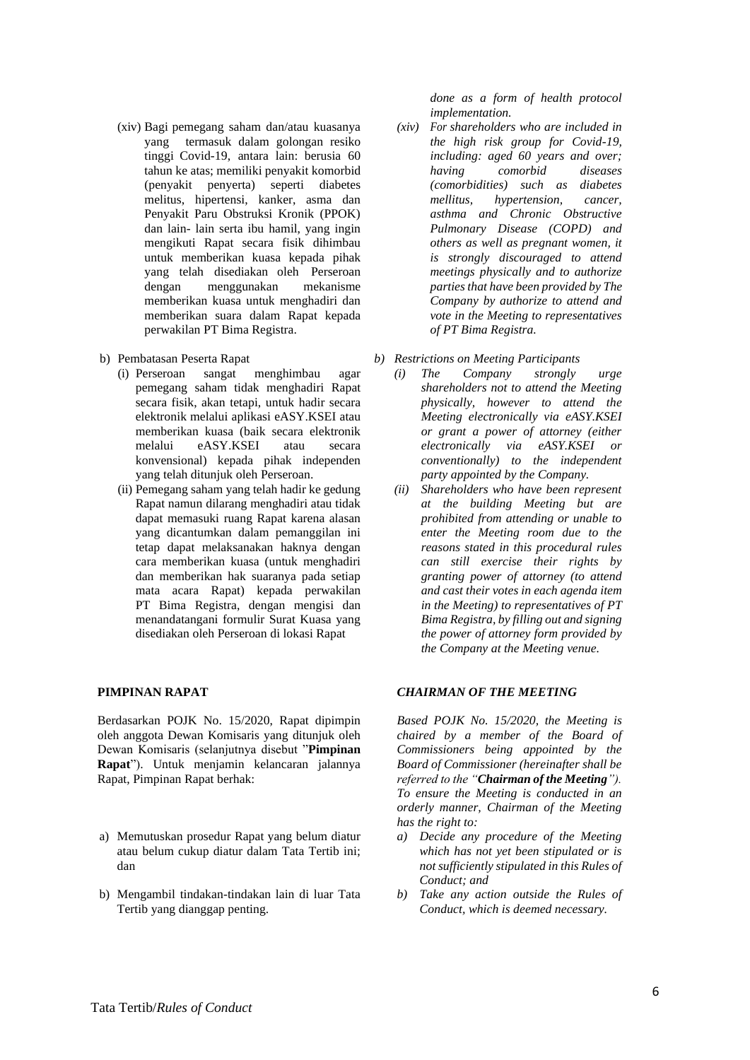*done as a form of health protocol implementation.*

(xiv) Bagi pemegang saham dan/atau kuasanya yang termasuk dalam golongan resiko tinggi Covid-19, antara lain: berusia 60 tahun ke atas; memiliki penyakit komorbid (penyakit penyerta) seperti diabetes melitus, hipertensi, kanker, asma dan Penyakit Paru Obstruksi Kronik (PPOK) dan lain- lain serta ibu hamil, yang ingin mengikuti Rapat secara fisik dihimbau untuk memberikan kuasa kepada pihak yang telah disediakan oleh Perseroan dengan menggunakan mekanisme memberikan kuasa untuk menghadiri dan memberikan suara dalam Rapat kepada perwakilan PT Bima Registra.

*(xiv) For shareholders who are included in the high risk group for Covid-19, including: aged 60 years and over; having comorbid diseases (comorbidities) such as diabetes mellitus, hypertension, cancer, asthma and Chronic Obstructive Pulmonary Disease (COPD) and others as well as pregnant women, it is strongly discouraged to attend meetings physically and to authorize parties that have been provided by The Company by authorize to attend and vote in the Meeting to representatives of PT Bima Registra.*

b) Pembatasan Peserta Rapat

(i) Perseroan sangat menghimbau agar pemegang saham tidak menghadiri Rapat secara fisik, akan tetapi, untuk hadir secara elektronik melalui aplikasi eASY.KSEI atau memberikan kuasa (baik secara elektronik melalui eASY.KSEI atau secara konvensional) kepada pihak independen yang telah ditunjuk oleh Perseroan.

(ii) Pemegang saham yang telah hadir ke gedung Rapat namun dilarang menghadiri atau tidak dapat memasuki ruang Rapat karena alasan yang dicantumkan dalam pemanggilan ini tetap dapat melaksanakan haknya dengan cara memberikan kuasa (untuk menghadiri dan memberikan hak suaranya pada setiap mata acara Rapat) kepada perwakilan PT Bima Registra, dengan mengisi dan menandatangani formulir Surat Kuasa yang disediakan oleh Perseroan di lokasi Rapat

*b) Restrictions on Meeting Participants*

*(i) The Company strongly urge shareholders not to attend the Meeting physically, however to attend the Meeting electronically via eASY.KSEI or grant a power of attorney (either electronically via eASY.KSEI or conventionally) to the independent party appointed by the Company.*

*(ii) Shareholders who have been represent at the building Meeting but are prohibited from attending or unable to enter the Meeting room due to the reasons stated in this procedural rules can still exercise their rights by granting power of attorney (to attend and cast their votes in each agenda item in the Meeting) to representatives of PT Bima Registra, by filling out and signing the power of attorney form provided by the Company at the Meeting venue.*

## PIMPINAN RAPAT

Berdasarkan POJK No. 15/2020, Rapat dipimpin oleh anggota Dewan Komisaris yang ditunjuk oleh Dewan Komisaris (selanjutnya disebut "**Pimpinan Rapat**"). Untuk menjamin kelancaran jalannya Rapat, Pimpinan Rapat berhak:

a) Memutuskan prosedur Rapat yang belum diatur atau belum cukup diatur dalam Tata Tertib ini; dan

b) Mengambil tindakan-tindakan lain di luar Tata Tertib yang dianggap penting.

## *CHAIRMAN OF THE MEETING*

*Based POJK No. 15/2020, the Meeting is chaired by a member of the Board of Commissioners being appointed by the Board of Commissioner (hereinafter shall be referred to the "**Chairman of the Meeting**"). To ensure the Meeting is conducted in an orderly manner, Chairman of the Meeting has the right to:*

*a) Decide any procedure of the Meeting which has not yet been stipulated or is not sufficiently stipulated in this Rules of Conduct; and*

*b) Take any action outside the Rules of Conduct, which is deemed necessary.*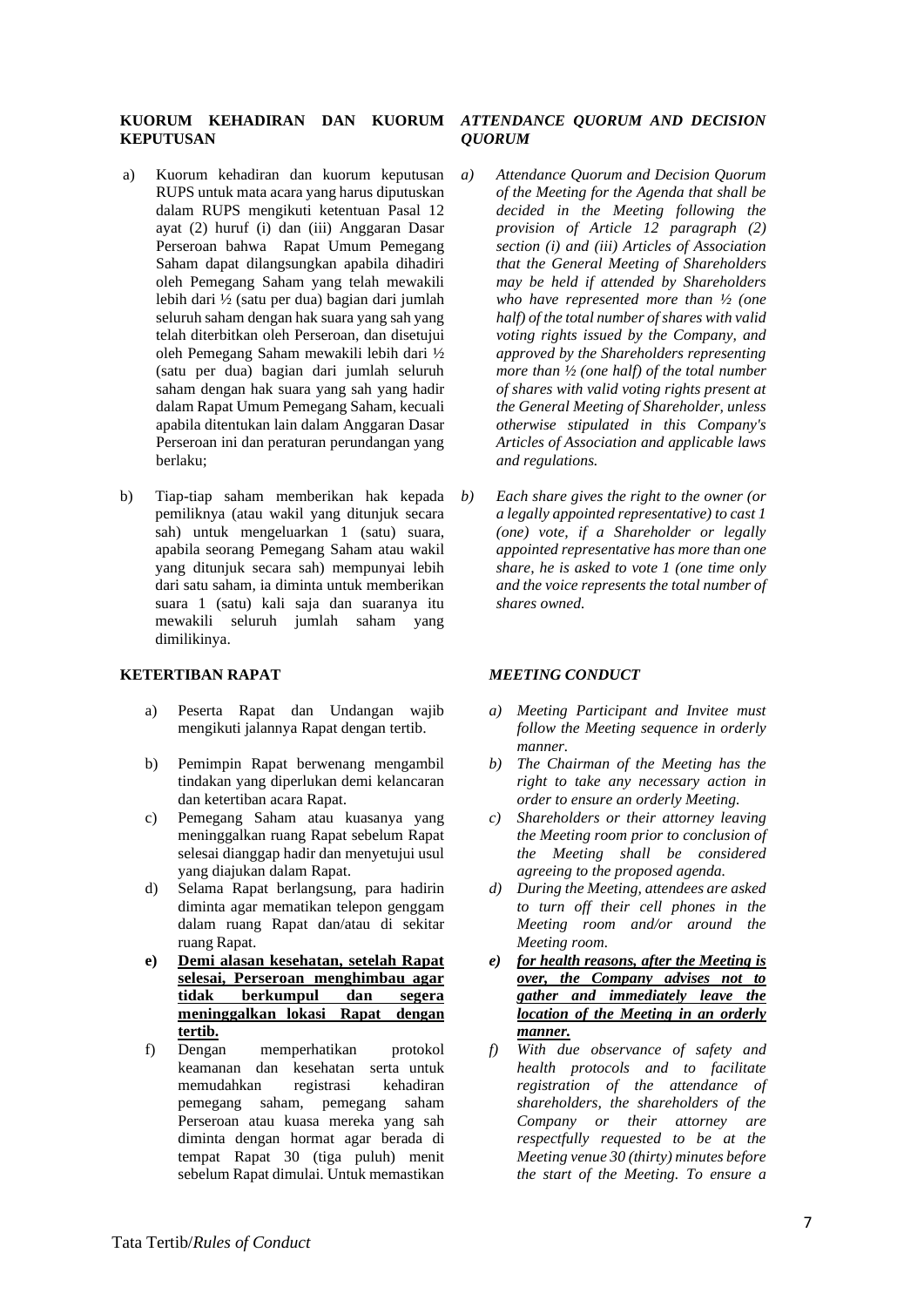**KUORUM KEHADIRAN DAN KUORUM KEPUTUSAN**

*ATTENDANCE QUORUM AND DECISION QUORUM*

a) Kuorum kehadiran dan kuorum keputusan RUPS untuk mata acara yang harus diputuskan dalam RUPS mengikuti ketentuan Pasal 12 ayat (2) huruf (i) dan (iii) Anggaran Dasar Perseroan bahwa Rapat Umum Pemegang Saham dapat dilangsungkan apabila dihadiri oleh Pemegang Saham yang telah mewakili lebih dari ½ (satu per dua) bagian dari jumlah seluruh saham dengan hak suara yang sah yang telah diterbitkan oleh Perseroan, dan disetujui oleh Pemegang Saham mewakili lebih dari ½ (satu per dua) bagian dari jumlah seluruh saham dengan hak suara yang sah yang hadir dalam Rapat Umum Pemegang Saham, kecuali apabila ditentukan lain dalam Anggaran Dasar Perseroan ini dan peraturan perundangan yang berlaku;

*a) Attendance Quorum and Decision Quorum of the Meeting for the Agenda that shall be decided in the Meeting following the provision of Article 12 paragraph (2) section (i) and (iii) Articles of Association that the General Meeting of Shareholders may be held if attended by Shareholders who have represented more than ½ (one half) of the total number of shares with valid voting rights issued by the Company, and approved by the Shareholders representing more than ½ (one half) of the total number of shares with valid voting rights present at the General Meeting of Shareholder, unless otherwise stipulated in this Company's Articles of Association and applicable laws and regulations.*

b) Tiap-tiap saham memberikan hak kepada pemiliknya (atau wakil yang ditunjuk secara sah) untuk mengeluarkan 1 (satu) suara, apabila seorang Pemegang Saham atau wakil yang ditunjuk secara sah) mempunyai lebih dari satu saham, ia diminta untuk memberikan suara 1 (satu) kali saja dan suaranya itu mewakili seluruh jumlah saham yang dimilikinya.

*b) Each share gives the right to the owner (or a legally appointed representative) to cast 1 (one) vote, if a Shareholder or legally appointed representative has more than one share, he is asked to vote 1 (one time only and the voice represents the total number of shares owned.*

**KETERTIBAN RAPAT**

*MEETING CONDUCT*

a) Peserta Rapat dan Undangan wajib mengikuti jalannya Rapat dengan tertib.

*a) Meeting Participant and Invitee must follow the Meeting sequence in orderly manner.*

b) Pemimpin Rapat berwenang mengambil tindakan yang diperlukan demi kelancaran dan ketertiban acara Rapat.

*b) The Chairman of the Meeting has the right to take any necessary action in order to ensure an orderly Meeting.*

c) Pemegang Saham atau kuasanya yang meninggalkan ruang Rapat sebelum Rapat selesai dianggap hadir dan menyetujui usul yang diajukan dalam Rapat.

*c) Shareholders or their attorney leaving the Meeting room prior to conclusion of the Meeting shall be considered agreeing to the proposed agenda.*

d) Selama Rapat berlangsung, para hadirin diminta agar mematikan telepon genggam dalam ruang Rapat dan/atau di sekitar ruang Rapat.

*d) During the Meeting, attendees are asked to turn off their cell phones in the Meeting room and/or around the Meeting room.*

**e) <u>Demi alasan kesehatan, setelah Rapat selesai, Perseroan menghimbau agar tidak berkumpul dan segera meninggalkan lokasi Rapat dengan tertib.</u>**

***e) <u>for health reasons, after the Meeting is over, the Company advises not to gather and immediately leave the location of the Meeting in an orderly manner.</u>***

f) Dengan memperhatikan protokol keamanan dan kesehatan serta untuk memudahkan registrasi kehadiran pemegang saham, pemegang saham Perseroan atau kuasa mereka yang sah diminta dengan hormat agar berada di tempat Rapat 30 (tiga puluh) menit sebelum Rapat dimulai. Untuk memastikan

*f) With due observance of safety and health protocols and to facilitate registration of the attendance of shareholders, the shareholders of the Company or their attorney are respectfully requested to be at the Meeting venue 30 (thirty) minutes before the start of the Meeting. To ensure a*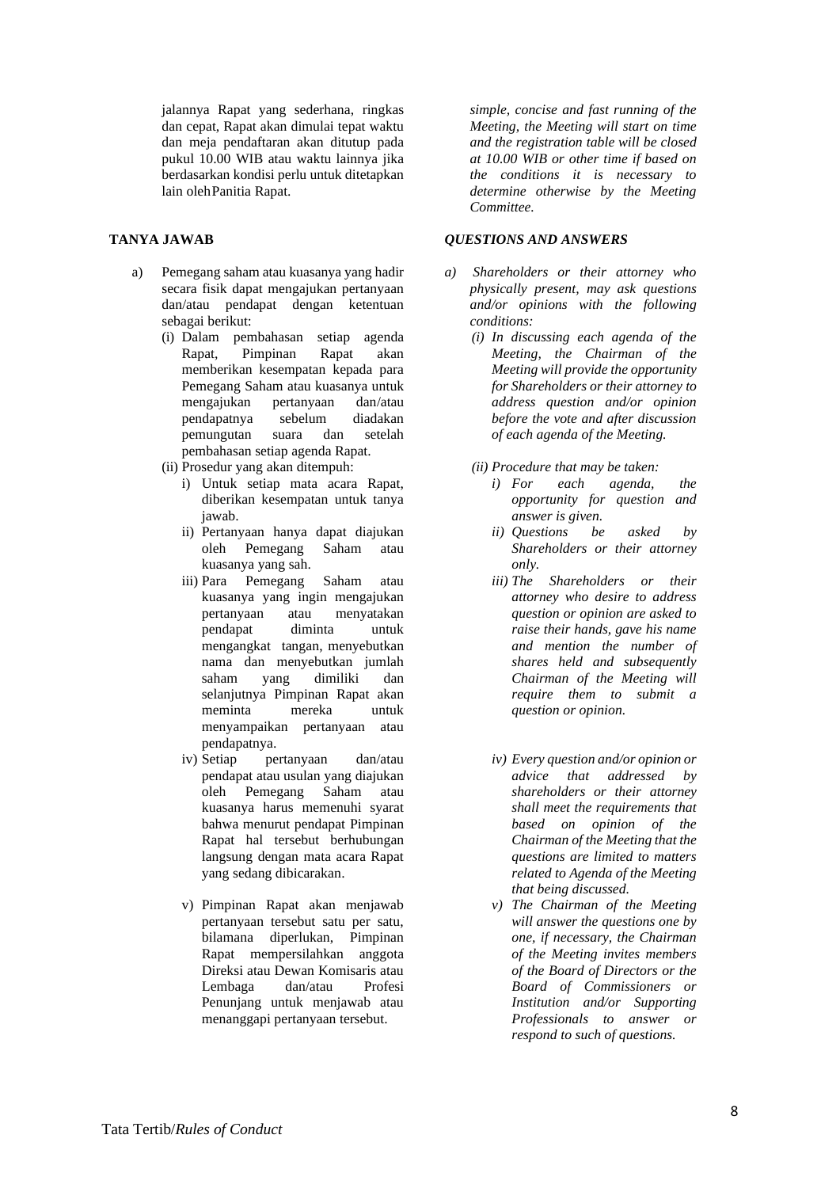jalannya Rapat yang sederhana, ringkas dan cepat, Rapat akan dimulai tepat waktu dan meja pendaftaran akan ditutup pada pukul 10.00 WIB atau waktu lainnya jika berdasarkan kondisi perlu untuk ditetapkan lain oleh Panitia Rapat.

*simple, concise and fast running of the Meeting, the Meeting will start on time and the registration table will be closed at 10.00 WIB or other time if based on the conditions it is necessary to determine otherwise by the Meeting Committee.*

**TANYA JAWAB**

***QUESTIONS AND ANSWERS***

a) Pemegang saham atau kuasanya yang hadir secara fisik dapat mengajukan pertanyaan dan/atau pendapat dengan ketentuan sebagai berikut:
   (i) Dalam pembahasan setiap agenda Rapat, Pimpinan Rapat akan memberikan kesempatan kepada para Pemegang Saham atau kuasanya untuk mengajukan pertanyaan dan/atau pendapatnya sebelum diadakan pemungutan suara dan setelah pembahasan setiap agenda Rapat.
   (ii) Prosedur yang akan ditempuh:
      i) Untuk setiap mata acara Rapat, diberikan kesempatan untuk tanya jawab.
      ii) Pertanyaan hanya dapat diajukan oleh Pemegang Saham atau kuasanya yang sah.
      iii) Para Pemegang Saham atau kuasanya yang ingin mengajukan pertanyaan atau menyatakan pendapat diminta untuk mengangkat tangan, menyebutkan nama dan menyebutkan jumlah saham yang dimiliki dan selanjutnya Pimpinan Rapat akan meminta mereka untuk menyampaikan pertanyaan atau pendapatnya.
      iv) Setiap pertanyaan dan/atau pendapat atau usulan yang diajukan oleh Pemegang Saham atau kuasanya harus memenuhi syarat bahwa menurut pendapat Pimpinan Rapat hal tersebut berhubungan langsung dengan mata acara Rapat yang sedang dibicarakan.
      v) Pimpinan Rapat akan menjawab pertanyaan tersebut satu per satu, bilamana diperlukan, Pimpinan Rapat mempersilahkan anggota Direksi atau Dewan Komisaris atau Lembaga dan/atau Profesi Penunjang untuk menjawab atau menanggapi pertanyaan tersebut.

*a) Shareholders or their attorney who physically present, may ask questions and/or opinions with the following conditions:*
   *(i) In discussing each agenda of the Meeting, the Chairman of the Meeting will provide the opportunity for Shareholders or their attorney to address question and/or opinion before the vote and after discussion of each agenda of the Meeting.*
   *(ii) Procedure that may be taken:*
      *i) For each agenda, the opportunity for question and answer is given.*
      *ii) Questions be asked by Shareholders or their attorney only.*
      *iii) The Shareholders or their attorney who desire to address question or opinion are asked to raise their hands, gave his name and mention the number of shares held and subsequently Chairman of the Meeting will require them to submit a question or opinion.*
      *iv) Every question and/or opinion or advice that addressed by shareholders or their attorney shall meet the requirements that based on opinion of the Chairman of the Meeting that the questions are limited to matters related to Agenda of the Meeting that being discussed.*
      *v) The Chairman of the Meeting will answer the questions one by one, if necessary, the Chairman of the Meeting invites members of the Board of Directors or the Board of Commissioners or Institution and/or Supporting Professionals to answer or respond to such of questions.*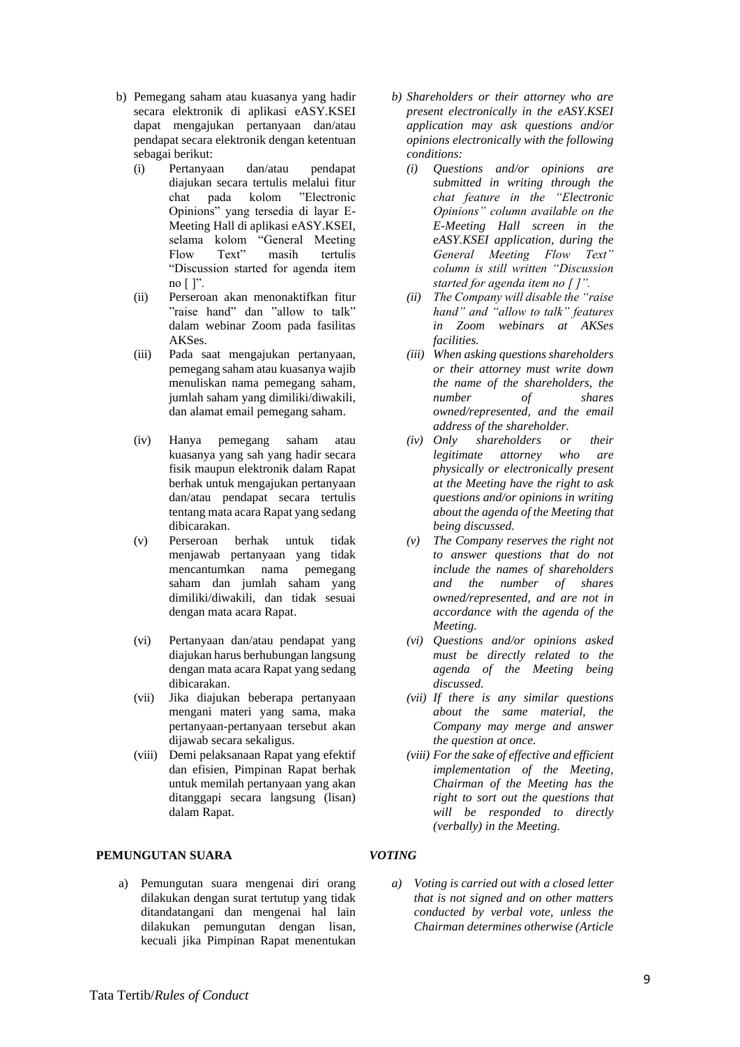b) Pemegang saham atau kuasanya yang hadir secara elektronik di aplikasi eASY.KSEI dapat mengajukan pertanyaan dan/atau pendapat secara elektronik dengan ketentuan sebagai berikut:

   (i) Pertanyaan dan/atau pendapat diajukan secara tertulis melalui fitur chat pada kolom "Electronic Opinions" yang tersedia di layar E-Meeting Hall di aplikasi eASY.KSEI, selama kolom "General Meeting Flow Text" masih tertulis "Discussion started for agenda item no [ ]".

   (ii) Perseroan akan menonaktifkan fitur "raise hand" dan "allow to talk" dalam webinar Zoom pada fasilitas AKSes.

   (iii) Pada saat mengajukan pertanyaan, pemegang saham atau kuasanya wajib menuliskan nama pemegang saham, jumlah saham yang dimiliki/diwakili, dan alamat email pemegang saham.

   (iv) Hanya pemegang saham atau kuasanya yang sah yang hadir secara fisik maupun elektronik dalam Rapat berhak untuk mengajukan pertanyaan dan/atau pendapat secara tertulis tentang mata acara Rapat yang sedang dibicarakan.

   (v) Perseroan berhak untuk tidak menjawab pertanyaan yang tidak mencantumkan nama pemegang saham dan jumlah saham yang dimiliki/diwakili, dan tidak sesuai dengan mata acara Rapat.

   (vi) Pertanyaan dan/atau pendapat yang diajukan harus berhubungan langsung dengan mata acara Rapat yang sedang dibicarakan.

   (vii) Jika diajukan beberapa pertanyaan mengani materi yang sama, maka pertanyaan-pertanyaan tersebut akan dijawab secara sekaligus.

   (viii) Demi pelaksanaan Rapat yang efektif dan efisien, Pimpinan Rapat berhak untuk memilah pertanyaan yang akan ditanggapi secara langsung (lisan) dalam Rapat.

*b) Shareholders or their attorney who are present electronically in the eASY.KSEI application may ask questions and/or opinions electronically with the following conditions:*

   *(i) Questions and/or opinions are submitted in writing through the chat feature in the "Electronic Opinions" column available on the E-Meeting Hall screen in the eASY.KSEI application, during the General Meeting Flow Text" column is still written "Discussion started for agenda item no [ ]".*

   *(ii) The Company will disable the "raise hand" and "allow to talk" features in Zoom webinars at AKSes facilities.*

   *(iii) When asking questions shareholders or their attorney must write down the name of the shareholders, the number of shares owned/represented, and the email address of the shareholder.*

   *(iv) Only shareholders or their legitimate attorney who are physically or electronically present at the Meeting have the right to ask questions and/or opinions in writing about the agenda of the Meeting that being discussed.*

   *(v) The Company reserves the right not to answer questions that do not include the names of shareholders and the number of shares owned/represented, and are not in accordance with the agenda of the Meeting.*

   *(vi) Questions and/or opinions asked must be directly related to the agenda of the Meeting being discussed.*

   *(vii) If there is any similar questions about the same material, the Company may merge and answer the question at once.*

   *(viii) For the sake of effective and efficient implementation of the Meeting, Chairman of the Meeting has the right to sort out the questions that will be responded to directly (verbally) in the Meeting.*

## PEMUNGUTAN SUARA

a) Pemungutan suara mengenai diri orang dilakukan dengan surat tertutup yang tidak ditandatangani dan mengenai hal lain dilakukan pemungutan dengan lisan, kecuali jika Pimpinan Rapat menentukan

## *VOTING*

*a) Voting is carried out with a closed letter that is not signed and on other matters conducted by verbal vote, unless the Chairman determines otherwise (Article*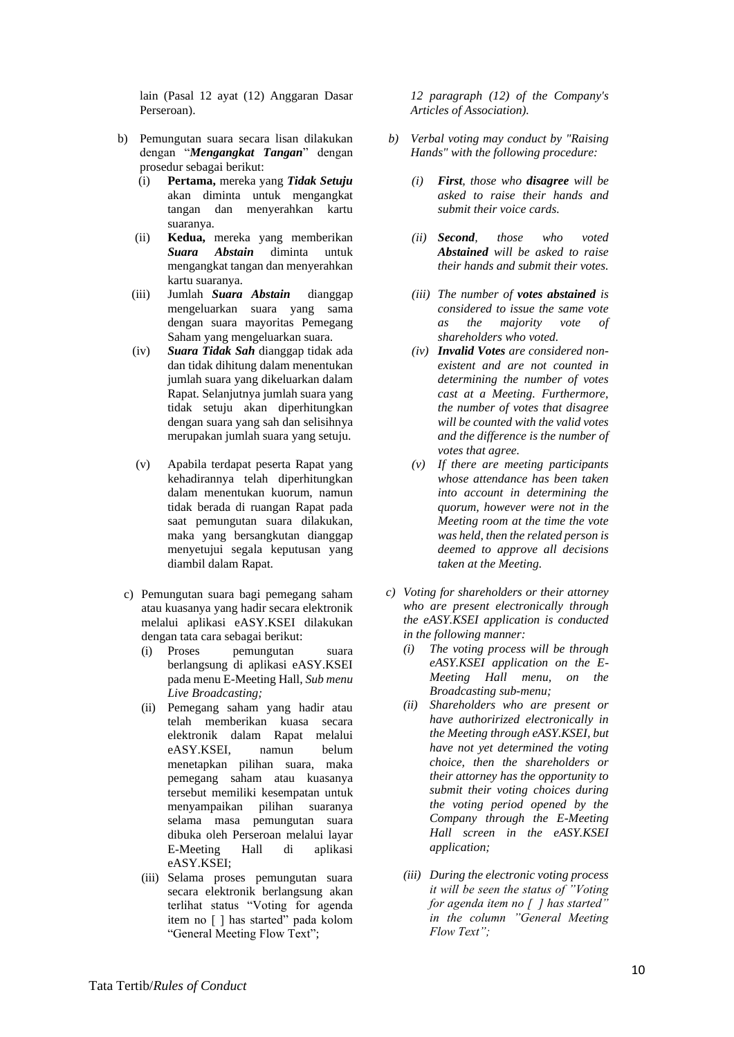lain (Pasal 12 ayat (12) Anggaran Dasar Perseroan).

b) Pemungutan suara secara lisan dilakukan dengan "***Mengangkat Tangan***" dengan prosedur sebagai berikut:
   (i) **Pertama,** mereka yang ***Tidak Setuju*** akan diminta untuk mengangkat tangan dan menyerahkan kartu suaranya.
   (ii) **Kedua,** mereka yang memberikan ***Suara Abstain*** diminta untuk mengangkat tangan dan menyerahkan kartu suaranya.
   (iii) Jumlah ***Suara Abstain*** dianggap mengeluarkan suara yang sama dengan suara mayoritas Pemegang Saham yang mengeluarkan suara.
   (iv) ***Suara Tidak Sah*** dianggap tidak ada dan tidak dihitung dalam menentukan jumlah suara yang dikeluarkan dalam Rapat. Selanjutnya jumlah suara yang tidak setuju akan diperhitungkan dengan suara yang sah dan selisihnya merupakan jumlah suara yang setuju.
   (v) Apabila terdapat peserta Rapat yang kehadirannya telah diperhitungkan dalam menentukan kuorum, namun tidak berada di ruangan Rapat pada saat pemungutan suara dilakukan, maka yang bersangkutan dianggap menyetujui segala keputusan yang diambil dalam Rapat.

c) Pemungutan suara bagi pemegang saham atau kuasanya yang hadir secara elektronik melalui aplikasi eASY.KSEI dilakukan dengan tata cara sebagai berikut:
   (i) Proses pemungutan suara berlangsung di aplikasi eASY.KSEI pada menu E-Meeting Hall, *Sub menu Live Broadcasting;*
   (ii) Pemegang saham yang hadir atau telah memberikan kuasa secara elektronik dalam Rapat melalui eASY.KSEI, namun belum menetapkan pilihan suara, maka pemegang saham atau kuasanya tersebut memiliki kesempatan untuk menyampaikan pilihan suaranya selama masa pemungutan suara dibuka oleh Perseroan melalui layar E-Meeting Hall di aplikasi eASY.KSEI;
   (iii) Selama proses pemungutan suara secara elektronik berlangsung akan terlihat status "Voting for agenda item no [ ] has started" pada kolom "General Meeting Flow Text";

*12 paragraph (12) of the Company's Articles of Association).*

*b) Verbal voting may conduct by "Raising Hands" with the following procedure:*
   *(i) **First**, those who **disagree** will be asked to raise their hands and submit their voice cards.*
   *(ii) **Second**, those who voted **Abstained** will be asked to raise their hands and submit their votes.*
   *(iii) The number of **votes abstained** is considered to issue the same vote as the majority vote of shareholders who voted.*
   *(iv) **Invalid Votes** are considered non-existent and are not counted in determining the number of votes cast at a Meeting. Furthermore, the number of votes that disagree will be counted with the valid votes and the difference is the number of votes that agree.*
   *(v) If there are meeting participants whose attendance has been taken into account in determining the quorum, however were not in the Meeting room at the time the vote was held, then the related person is deemed to approve all decisions taken at the Meeting.*

*c) Voting for shareholders or their attorney who are present electronically through the eASY.KSEI application is conducted in the following manner:*
   *(i) The voting process will be through eASY.KSEI application on the E-Meeting Hall menu, on the Broadcasting sub-menu;*
   *(ii) Shareholders who are present or have authorirized electronically in the Meeting through eASY.KSEI, but have not yet determined the voting choice, then the shareholders or their attorney has the opportunity to submit their voting choices during the voting period opened by the Company through the E-Meeting Hall screen in the eASY.KSEI application;*
   *(iii) During the electronic voting process it will be seen the status of "Voting for agenda item no [ ] has started" in the column "General Meeting Flow Text";*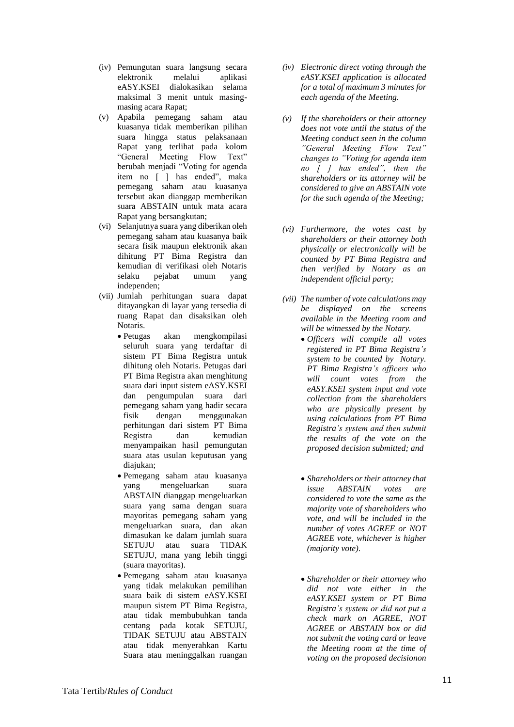(iv) Pemungutan suara langsung secara elektronik melalui aplikasi eASY.KSEI dialokasikan selama maksimal 3 menit untuk masing-masing acara Rapat;

(v) Apabila pemegang saham atau kuasanya tidak memberikan pilihan suara hingga status pelaksanaan Rapat yang terlihat pada kolom "General Meeting Flow Text" berubah menjadi "Voting for agenda item no [ ] has ended", maka pemegang saham atau kuasanya tersebut akan dianggap memberikan suara ABSTAIN untuk mata acara Rapat yang bersangkutan;

(vi) Selanjutnya suara yang diberikan oleh pemegang saham atau kuasanya baik secara fisik maupun elektronik akan dihitung PT Bima Registra dan kemudian di verifikasi oleh Notaris selaku pejabat umum yang independen;

(vii) Jumlah perhitungan suara dapat ditayangkan di layar yang tersedia di ruang Rapat dan disaksikan oleh Notaris.

- Petugas akan mengkompilasi seluruh suara yang terdaftar di sistem PT Bima Registra untuk dihitung oleh Notaris. Petugas dari PT Bima Registra akan menghitung suara dari input sistem eASY.KSEI dan pengumpulan suara dari pemegang saham yang hadir secara fisik dengan menggunakan perhitungan dari sistem PT Bima Registra dan kemudian menyampaikan hasil pemungutan suara atas usulan keputusan yang diajukan;
- Pemegang saham atau kuasanya yang mengeluarkan suara ABSTAIN dianggap mengeluarkan suara yang sama dengan suara mayoritas pemegang saham yang mengeluarkan suara, dan akan dimasukan ke dalam jumlah suara SETUJU atau suara TIDAK SETUJU, mana yang lebih tinggi (suara mayoritas).
- Pemegang saham atau kuasanya yang tidak melakukan pemilihan suara baik di sistem eASY.KSEI maupun sistem PT Bima Registra, atau tidak membubuhkan tanda centang pada kotak SETUJU, TIDAK SETUJU atau ABSTAIN atau tidak menyerahkan Kartu Suara atau meninggalkan ruangan

*(iv) Electronic direct voting through the eASY.KSEI application is allocated for a total of maximum 3 minutes for each agenda of the Meeting.*

*(v) If the shareholders or their attorney does not vote until the status of the Meeting conduct seen in the column "General Meeting Flow Text" changes to "Voting for agenda item no [ ] has ended", then the shareholders or its attorney will be considered to give an ABSTAIN vote for the such agenda of the Meeting;*

*(vi) Furthermore, the votes cast by shareholders or their attorney both physically or electronically will be counted by PT Bima Registra and then verified by Notary as an independent official party;*

*(vii) The number of vote calculations may be displayed on the screens available in the Meeting room and will be witnessed by the Notary.*

- *Officers will compile all votes registered in PT Bima Registra's system to be counted by Notary. PT Bima Registra's officers who will count votes from the eASY.KSEI system input and vote collection from the shareholders who are physically present by using calculations from PT Bima Registra's system and then submit the results of the vote on the proposed decision submitted; and*
- *Shareholders or their attorney that issue ABSTAIN votes are considered to vote the same as the majority vote of shareholders who vote, and will be included in the number of votes AGREE or NOT AGREE vote, whichever is higher (majority vote).*
- *Shareholder or their attorney who did not vote either in the eASY.KSEI system or PT Bima Registra's system or did not put a check mark on AGREE, NOT AGREE or ABSTAIN box or did not submit the voting card or leave the Meeting room at the time of voting on the proposed decisionon*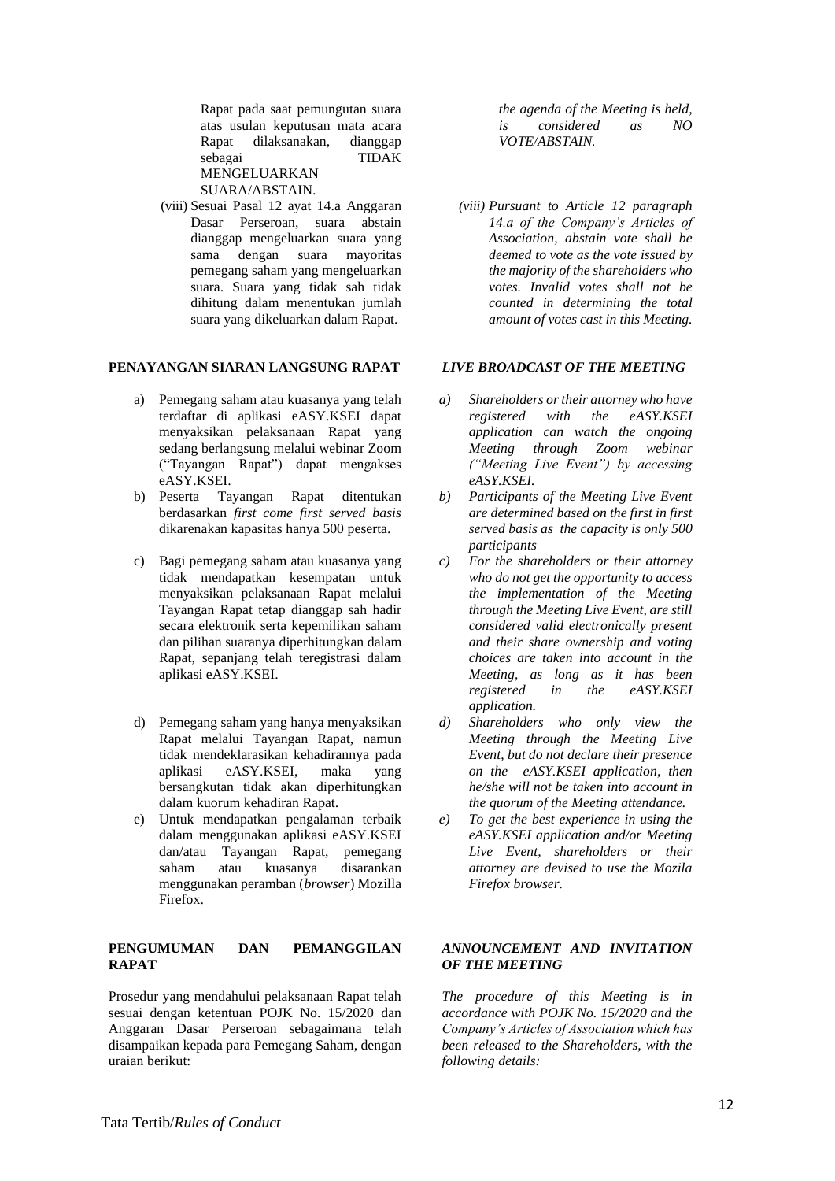Rapat pada saat pemungutan suara atas usulan keputusan mata acara Rapat dilaksanakan, dianggap sebagai TIDAK MENGELUARKAN SUARA/ABSTAIN.

*the agenda of the Meeting is held, is considered as NO VOTE/ABSTAIN.*

(viii) Sesuai Pasal 12 ayat 14.a Anggaran Dasar Perseroan, suara abstain dianggap mengeluarkan suara yang sama dengan suara mayoritas pemegang saham yang mengeluarkan suara. Suara yang tidak sah tidak dihitung dalam menentukan jumlah suara yang dikeluarkan dalam Rapat.

*(viii) Pursuant to Article 12 paragraph 14.a of the Company's Articles of Association, abstain vote shall be deemed to vote as the vote issued by the majority of the shareholders who votes. Invalid votes shall not be counted in determining the total amount of votes cast in this Meeting.*

**PENAYANGAN SIARAN LANGSUNG RAPAT**

***LIVE BROADCAST OF THE MEETING***

a) Pemegang saham atau kuasanya yang telah terdaftar di aplikasi eASY.KSEI dapat menyaksikan pelaksanaan Rapat yang sedang berlangsung melalui webinar Zoom ("Tayangan Rapat") dapat mengakses eASY.KSEI.

*a) Shareholders or their attorney who have registered with the eASY.KSEI application can watch the ongoing Meeting through Zoom webinar ("Meeting Live Event") by accessing eASY.KSEI.*

b) Peserta Tayangan Rapat ditentukan berdasarkan *first come first served basis* dikarenakan kapasitas hanya 500 peserta.

*b) Participants of the Meeting Live Event are determined based on the first in first served basis as the capacity is only 500 participants*

c) Bagi pemegang saham atau kuasanya yang tidak mendapatkan kesempatan untuk menyaksikan pelaksanaan Rapat melalui Tayangan Rapat tetap dianggap sah hadir secara elektronik serta kepemilikan saham dan pilihan suaranya diperhitungkan dalam Rapat, sepanjang telah teregistrasi dalam aplikasi eASY.KSEI.

*c) For the shareholders or their attorney who do not get the opportunity to access the implementation of the Meeting through the Meeting Live Event, are still considered valid electronically present and their share ownership and voting choices are taken into account in the Meeting, as long as it has been registered in the eASY.KSEI application.*

d) Pemegang saham yang hanya menyaksikan Rapat melalui Tayangan Rapat, namun tidak mendeklarasikan kehadirannya pada aplikasi eASY.KSEI, maka yang bersangkutan tidak akan diperhitungkan dalam kuorum kehadiran Rapat.

*d) Shareholders who only view the Meeting through the Meeting Live Event, but do not declare their presence on the eASY.KSEI application, then he/she will not be taken into account in the quorum of the Meeting attendance.*

e) Untuk mendapatkan pengalaman terbaik dalam menggunakan aplikasi eASY.KSEI dan/atau Tayangan Rapat, pemegang saham atau kuasanya disarankan menggunakan peramban (*browser*) Mozilla Firefox.

*e) To get the best experience in using the eASY.KSEI application and/or Meeting Live Event, shareholders or their attorney are devised to use the Mozila Firefox browser.*

**PENGUMUMAN DAN PEMANGGILAN RAPAT**

***ANNOUNCEMENT AND INVITATION OF THE MEETING***

Prosedur yang mendahului pelaksanaan Rapat telah sesuai dengan ketentuan POJK No. 15/2020 dan Anggaran Dasar Perseroan sebagaimana telah disampaikan kepada para Pemegang Saham, dengan uraian berikut:

*The procedure of this Meeting is in accordance with POJK No. 15/2020 and the Company's Articles of Association which has been released to the Shareholders, with the following details:*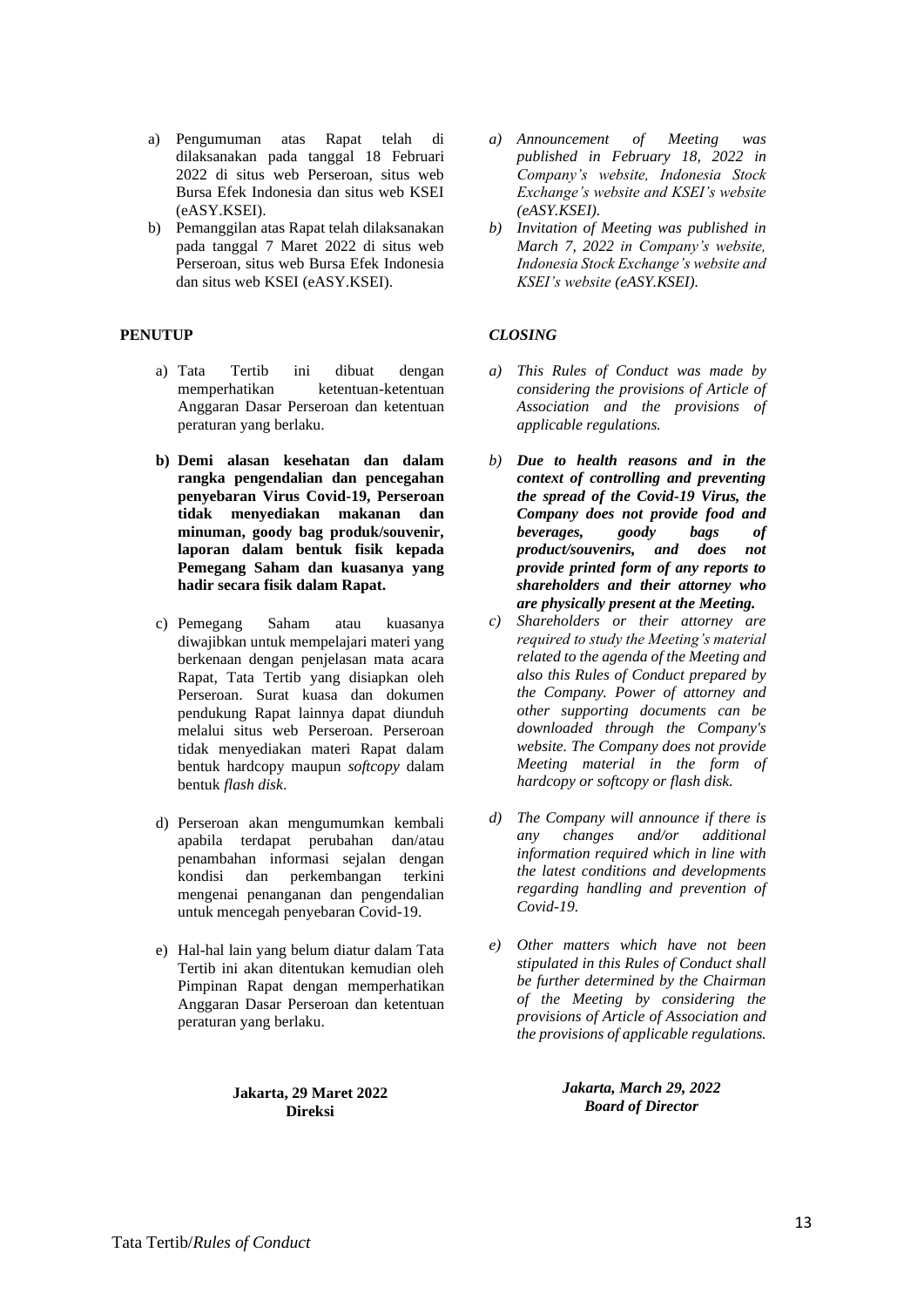a) Pengumuman atas Rapat telah di dilaksanakan pada tanggal 18 Februari 2022 di situs web Perseroan, situs web Bursa Efek Indonesia dan situs web KSEI (eASY.KSEI).

b) Pemanggilan atas Rapat telah dilaksanakan pada tanggal 7 Maret 2022 di situs web Perseroan, situs web Bursa Efek Indonesia dan situs web KSEI (eASY.KSEI).

*a) Announcement of Meeting was published in February 18, 2022 in Company's website, Indonesia Stock Exchange's website and KSEI's website (eASY.KSEI).*

*b) Invitation of Meeting was published in March 7, 2022 in Company's website, Indonesia Stock Exchange's website and KSEI's website (eASY.KSEI).*

**PENUTUP**

a) Tata Tertib ini dibuat dengan memperhatikan ketentuan-ketentuan Anggaran Dasar Perseroan dan ketentuan peraturan yang berlaku.

**b) Demi alasan kesehatan dan dalam rangka pengendalian dan pencegahan penyebaran Virus Covid-19, Perseroan tidak menyediakan makanan dan minuman, goody bag produk/souvenir, laporan dalam bentuk fisik kepada Pemegang Saham dan kuasanya yang hadir secara fisik dalam Rapat.**

c) Pemegang Saham atau kuasanya diwajibkan untuk mempelajari materi yang berkenaan dengan penjelasan mata acara Rapat, Tata Tertib yang disiapkan oleh Perseroan. Surat kuasa dan dokumen pendukung Rapat lainnya dapat diunduh melalui situs web Perseroan. Perseroan tidak menyediakan materi Rapat dalam bentuk hardcopy maupun *softcopy* dalam bentuk *flash disk*.

d) Perseroan akan mengumumkan kembali apabila terdapat perubahan dan/atau penambahan informasi sejalan dengan kondisi dan perkembangan terkini mengenai penanganan dan pengendalian untuk mencegah penyebaran Covid-19.

e) Hal-hal lain yang belum diatur dalam Tata Tertib ini akan ditentukan kemudian oleh Pimpinan Rapat dengan memperhatikan Anggaran Dasar Perseroan dan ketentuan peraturan yang berlaku.

**Jakarta, 29 Maret 2022**
**Direksi**

***CLOSING***

*a) This Rules of Conduct was made by considering the provisions of Article of Association and the provisions of applicable regulations.*

***b) Due to health reasons and in the context of controlling and preventing the spread of the Covid-19 Virus, the Company does not provide food and beverages, goody bags of product/souvenirs, and does not provide printed form of any reports to shareholders and their attorney who are physically present at the Meeting.***

*c) Shareholders or their attorney are required to study the Meeting's material related to the agenda of the Meeting and also this Rules of Conduct prepared by the Company. Power of attorney and other supporting documents can be downloaded through the Company's website. The Company does not provide Meeting material in the form of hardcopy or softcopy or flash disk.*

*d) The Company will announce if there is any changes and/or additional information required which in line with the latest conditions and developments regarding handling and prevention of Covid-19.*

*e) Other matters which have not been stipulated in this Rules of Conduct shall be further determined by the Chairman of the Meeting by considering the provisions of Article of Association and the provisions of applicable regulations.*

***Jakarta, March 29, 2022***
***Board of Director***